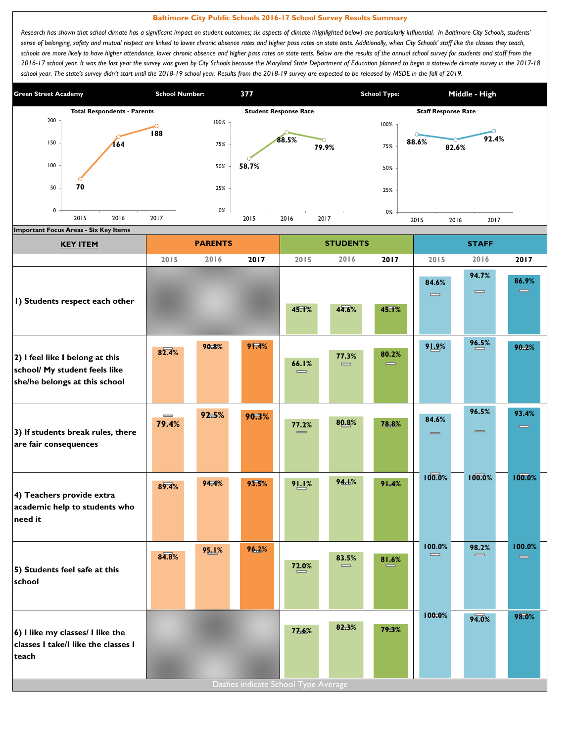# Baltimore City Public Schools 2016-17 School Survey Results Summary

*Research has shown that school climate has a significant impact on student outcomes; six aspects of climate (highlighted below) are particularly influential. In Baltimore City Schools, students' sense of belonging, safety and mutual respect are linked to lower chronic absence rates and higher pass rates on state tests. Additionally, when City Schools' staff like the classes they teach, schools are more likely to have higher attendance, lower chronic absence and higher pass rates on state tests. Below are the results of the annual school survey for students and staff from the 2016-17 school year. It was the last year the survey was given by City Schools because the Maryland State Department of Education planned to begin a statewide climate survey in the 2017-18 school year. The state's survey didn't start until the 2018-19 school year. Results from the 2018-19 survey are expected to be released by MSDE in the fall of 2019.*

| Green Street Academy | School Number: | 377 | School Type: | Middle - High |
|---|---|---|---|---|

| | 2015 | 2016 | 2017 |
|---|---|---|---|
| Total Respondents - Parents | 70 | 164 | 188 |
| Student Response Rate | 58.7% | 88.5% | 79.9% |
| Staff Response Rate | 88.6% | 82.6% | 92.4% |

**Important Focus Areas - Six Key Items**

| KEY ITEM | PARENTS | | | STUDENTS | | | STAFF | | |
|---|---|---|---|---|---|---|---|---|---|
| | 2015 | 2016 | 2017 | 2015 | 2016 | 2017 | 2015 | 2016 | 2017 |
| 1) Students respect each other | | | | 45.1% | 44.6% | 45.1% | 84.6% | 94.7% | 86.9% |
| 2) I feel like I belong at this school/ My student feels like she/he belongs at this school | 82.4% | 90.8% | 91.4% | 66.1% | 77.3% | 80.2% | 91.9% | 96.5% | 90.2% |
| 3) If students break rules, there are fair consequences | 79.4% | 92.5% | 90.3% | 77.2% | 80.8% | 78.8% | 84.6% | 96.5% | 93.4% |
| 4) Teachers provide extra academic help to students who need it | 89.4% | 94.4% | 93.5% | 91.1% | 94.1% | 91.4% | 100.0% | 100.0% | 100.0% |
| 5) Students feel safe at this school | 84.8% | 95.1% | 96.2% | 72.0% | 83.5% | 81.6% | 100.0% | 98.2% | 100.0% |
| 6) I like my classes/ I like the classes I take/I like the classes I teach | | | | 77.6% | 82.3% | 79.3% | 100.0% | 94.0% | 98.0% |

Dashes indicate School Type Average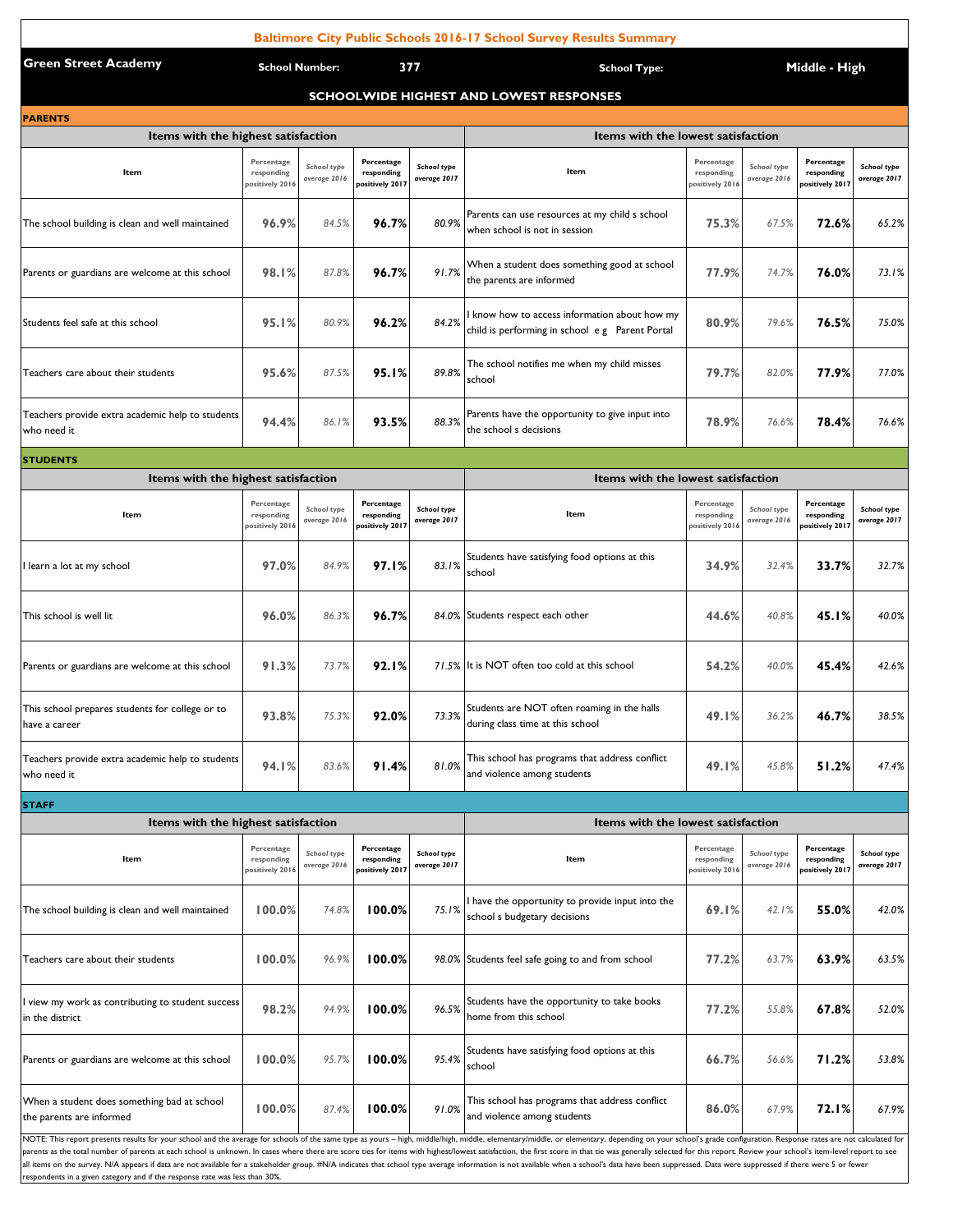# Baltimore City Public Schools 2016-17 School Survey Results Summary

**Green Street Academy** | **School Number:** 377 | **School Type:** Middle - High

## SCHOOLWIDE HIGHEST AND LOWEST RESPONSES

### PARENTS

| Items with the highest satisfaction | | | | | Items with the lowest satisfaction | | | | |
|---|---|---|---|---|---|---|---|---|---|
| Item | Percentage responding positively 2016 | *School type average 2016* | Percentage responding positively 2017 | *School type average 2017* | Item | Percentage responding positively 2016 | *School type average 2016* | Percentage responding positively 2017 | *School type average 2017* |
| The school building is clean and well maintained | **96.9%** | *84.5%* | **96.7%** | *80.9%* | Parents can use resources at my child s school when school is not in session | **75.3%** | *67.5%* | **72.6%** | *65.2%* |
| Parents or guardians are welcome at this school | **98.1%** | *87.8%* | **96.7%** | *91.7%* | When a student does something good at school the parents are informed | **77.9%** | *74.7%* | **76.0%** | *73.1%* |
| Students feel safe at this school | **95.1%** | *80.9%* | **96.2%** | *84.2%* | I know how to access information about how my child is performing in school e g Parent Portal | **80.9%** | *79.6%* | **76.5%** | *75.0%* |
| Teachers care about their students | **95.6%** | *87.5%* | **95.1%** | *89.8%* | The school notifies me when my child misses school | **79.7%** | *82.0%* | **77.9%** | *77.0%* |
| Teachers provide extra academic help to students who need it | **94.4%** | *86.1%* | **93.5%** | *88.3%* | Parents have the opportunity to give input into the school s decisions | **78.9%** | *76.6%* | **78.4%** | *76.6%* |

### STUDENTS

| Items with the highest satisfaction | | | | | Items with the lowest satisfaction | | | | |
|---|---|---|---|---|---|---|---|---|---|
| Item | Percentage responding positively 2016 | *School type average 2016* | Percentage responding positively 2017 | *School type average 2017* | Item | Percentage responding positively 2016 | *School type average 2016* | Percentage responding positively 2017 | *School type average 2017* |
| I learn a lot at my school | **97.0%** | *84.9%* | **97.1%** | *83.1%* | Students have satisfying food options at this school | **34.9%** | *32.4%* | **33.7%** | *32.7%* |
| This school is well lit | **96.0%** | *86.3%* | **96.7%** | *84.0%* | Students respect each other | **44.6%** | *40.8%* | **45.1%** | *40.0%* |
| Parents or guardians are welcome at this school | **91.3%** | *73.7%* | **92.1%** | *71.5%* | It is NOT often too cold at this school | **54.2%** | *40.0%* | **45.4%** | *42.6%* |
| This school prepares students for college or to have a career | **93.8%** | *75.3%* | **92.0%** | *73.3%* | Students are NOT often roaming in the halls during class time at this school | **49.1%** | *36.2%* | **46.7%** | *38.5%* |
| Teachers provide extra academic help to students who need it | **94.1%** | *83.6%* | **91.4%** | *81.0%* | This school has programs that address conflict and violence among students | **49.1%** | *45.8%* | **51.2%** | *47.4%* |

### STAFF

| Items with the highest satisfaction | | | | | Items with the lowest satisfaction | | | | |
|---|---|---|---|---|---|---|---|---|---|
| Item | Percentage responding positively 2016 | *School type average 2016* | Percentage responding positively 2017 | *School type average 2017* | Item | Percentage responding positively 2016 | *School type average 2016* | Percentage responding positively 2017 | *School type average 2017* |
| The school building is clean and well maintained | **100.0%** | *74.8%* | **100.0%** | *75.1%* | I have the opportunity to provide input into the school s budgetary decisions | **69.1%** | *42.1%* | **55.0%** | *42.0%* |
| Teachers care about their students | **100.0%** | *96.9%* | **100.0%** | *98.0%* | Students feel safe going to and from school | **77.2%** | *63.7%* | **63.9%** | *63.5%* |
| I view my work as contributing to student success in the district | **98.2%** | *94.9%* | **100.0%** | *96.5%* | Students have the opportunity to take books home from this school | **77.2%** | *55.8%* | **67.8%** | *52.0%* |
| Parents or guardians are welcome at this school | **100.0%** | *95.7%* | **100.0%** | *95.4%* | Students have satisfying food options at this school | **66.7%** | *56.6%* | **71.2%** | *53.8%* |
| When a student does something bad at school the parents are informed | **100.0%** | *87.4%* | **100.0%** | *91.0%* | This school has programs that address conflict and violence among students | **86.0%** | *67.9%* | **72.1%** | *67.9%* |

NOTE: This report presents results for your school and the average for schools of the same type as yours – high, middle/high, middle, elementary/middle, or elementary, depending on your school's grade configuration. Response rates are not calculated for parents as the total number of parents at each school is unknown. In cases where there are score ties for items with highest/lowest satisfaction, the first score in that tie was generally selected for this report. Review your school's item-level report to see all items on the survey. N/A appears if data are not available for a stakeholder group. #N/A indicates that school type average information is not available when a school's data have been suppressed. Data were suppressed if there were 5 or fewer respondents in a given category and if the response rate was less than 30%.